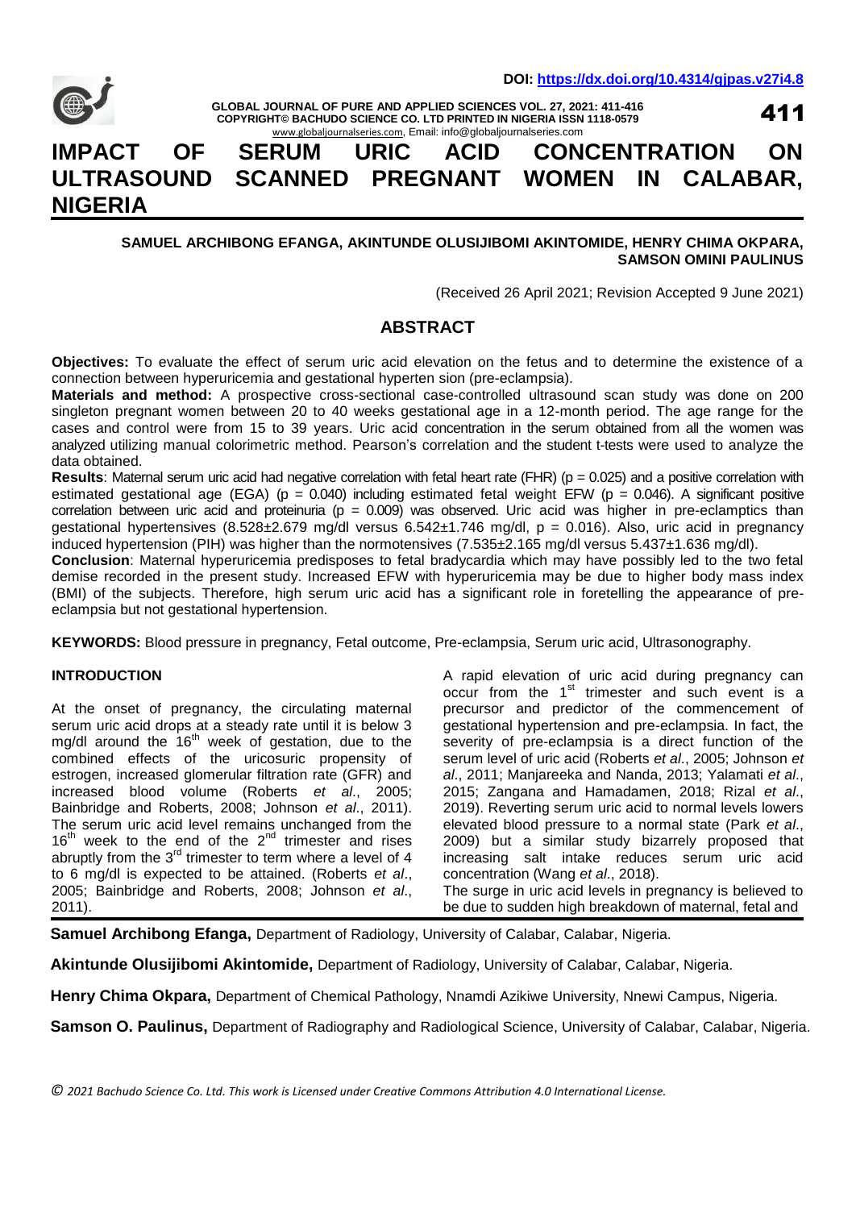# IMPACT OF SERUM URIC ACID CONCENTRATION ON ULTRASOUND SCANNED PREGNANT WOMEN IN CALABAR, NIGERIA

**SAMUEL ARCHIBONG EFANGA, AKINTUNDE OLUSIJIBOMI AKINTOMIDE, HENRY CHIMA OKPARA, SAMSON OMINI PAULINUS**

(Received 26 April 2021; Revision Accepted 9 June 2021)

## ABSTRACT

**Objectives:** To evaluate the effect of serum uric acid elevation on the fetus and to determine the existence of a connection between hyperuricemia and gestational hyperten sion (pre-eclampsia).

**Materials and method:** A prospective cross-sectional case-controlled ultrasound scan study was done on 200 singleton pregnant women between 20 to 40 weeks gestational age in a 12-month period. The age range for the cases and control were from 15 to 39 years. Uric acid concentration in the serum obtained from all the women was analyzed utilizing manual colorimetric method. Pearson's correlation and the student t-tests were used to analyze the data obtained.

**Results**: Maternal serum uric acid had negative correlation with fetal heart rate (FHR) ($p = 0.025$) and a positive correlation with estimated gestational age (EGA) ($p = 0.040$) including estimated fetal weight EFW ($p = 0.046$). A significant positive correlation between uric acid and proteinuria ($p = 0.009$) was observed. Uric acid was higher in pre-eclamptics than gestational hypertensives ($8.528 \pm 2.679$ mg/dl versus $6.542 \pm 1.746$ mg/dl, $p = 0.016$). Also, uric acid in pregnancy induced hypertension (PIH) was higher than the normotensives ($7.535 \pm 2.165$ mg/dl versus $5.437 \pm 1.636$ mg/dl).

**Conclusion**: Maternal hyperuricemia predisposes to fetal bradycardia which may have possibly led to the two fetal demise recorded in the present study. Increased EFW with hyperuricemia may be due to higher body mass index (BMI) of the subjects. Therefore, high serum uric acid has a significant role in foretelling the appearance of pre-eclampsia but not gestational hypertension.

**KEYWORDS:** Blood pressure in pregnancy, Fetal outcome, Pre-eclampsia, Serum uric acid, Ultrasonography.

## INTRODUCTION

At the onset of pregnancy, the circulating maternal serum uric acid drops at a steady rate until it is below 3 mg/dl around the $16^{th}$ week of gestation, due to the combined effects of the uricosuric propensity of estrogen, increased glomerular filtration rate (GFR) and increased blood volume (Roberts *et al*., 2005; Bainbridge and Roberts, 2008; Johnson *et al*., 2011). The serum uric acid level remains unchanged from the $16^{th}$ week to the end of the $2^{nd}$ trimester and rises abruptly from the $3^{rd}$ trimester to term where a level of 4 to 6 mg/dl is expected to be attained. (Roberts *et al*., 2005; Bainbridge and Roberts, 2008; Johnson *et al*., 2011).

A rapid elevation of uric acid during pregnancy can occur from the $1^{st}$ trimester and such event is a precursor and predictor of the commencement of gestational hypertension and pre-eclampsia. In fact, the severity of pre-eclampsia is a direct function of the serum level of uric acid (Roberts *et al*., 2005; Johnson *et al*., 2011; Manjareeka and Nanda, 2013; Yalamati *et al*., 2015; Zangana and Hamadamen, 2018; Rizal *et al*., 2019). Reverting serum uric acid to normal levels lowers elevated blood pressure to a normal state (Park *et al*., 2009) but a similar study bizarrely proposed that increasing salt intake reduces serum uric acid concentration (Wang *et al*., 2018).

The surge in uric acid levels in pregnancy is believed to be due to sudden high breakdown of maternal, fetal and

**Samuel Archibong Efanga,** Department of Radiology, University of Calabar, Calabar, Nigeria.

**Akintunde Olusijibomi Akintomide,** Department of Radiology, University of Calabar, Calabar, Nigeria.

**Henry Chima Okpara,** Department of Chemical Pathology, Nnamdi Azikiwe University, Nnewi Campus, Nigeria.

**Samson O. Paulinus,** Department of Radiography and Radiological Science, University of Calabar, Calabar, Nigeria.

*© 2021 Bachudo Science Co. Ltd. This work is Licensed under Creative Commons Attribution 4.0 International License.*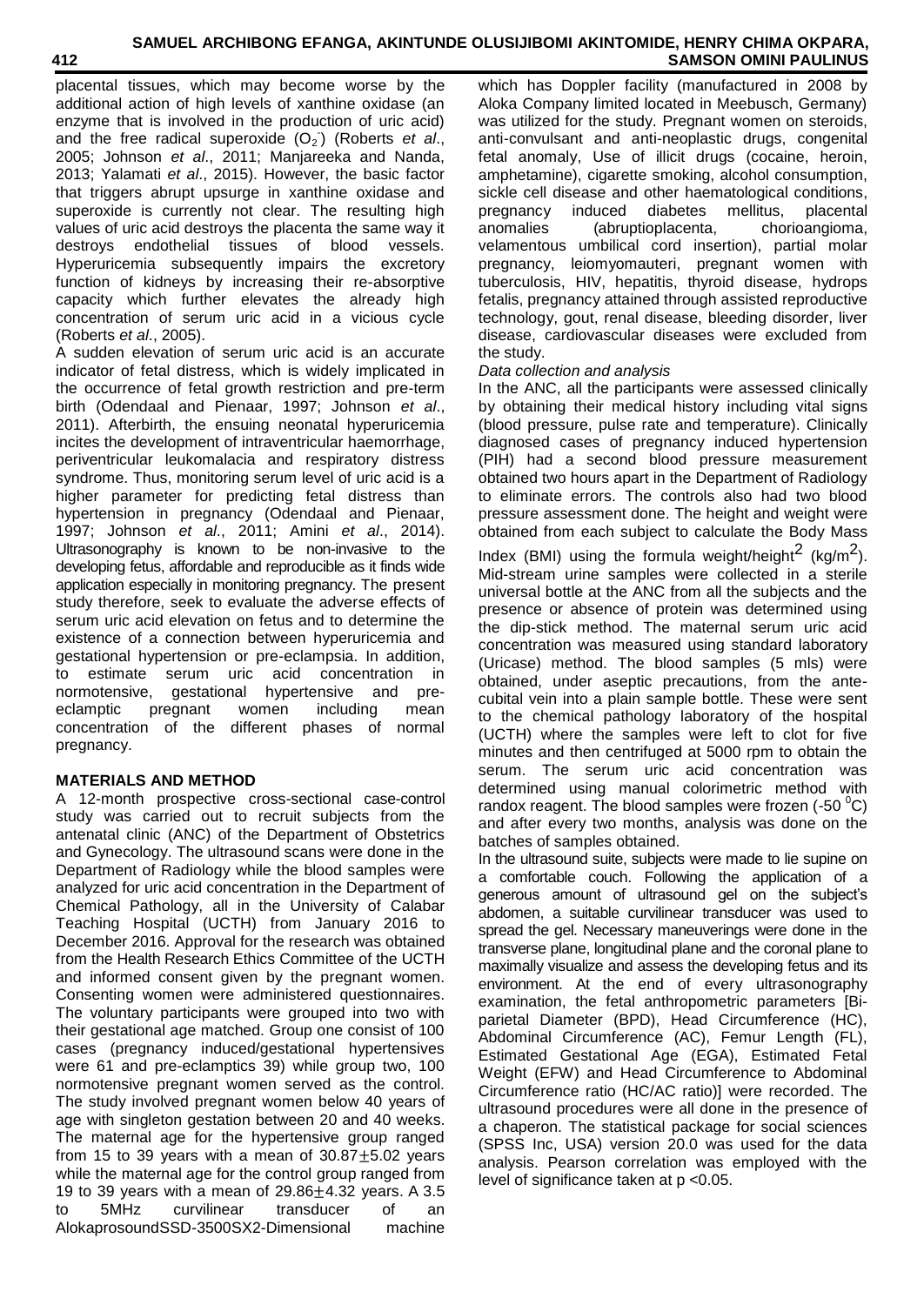placental tissues, which may become worse by the additional action of high levels of xanthine oxidase (an enzyme that is involved in the production of uric acid) and the free radical superoxide ($O_2^-$) (Roberts *et al*., 2005; Johnson *et al*., 2011; Manjareeka and Nanda, 2013; Yalamati *et al*., 2015). However, the basic factor that triggers abrupt upsurge in xanthine oxidase and superoxide is currently not clear. The resulting high values of uric acid destroys the placenta the same way it destroys endothelial tissues of blood vessels. Hyperuricemia subsequently impairs the excretory function of kidneys by increasing their re-absorptive capacity which further elevates the already high concentration of serum uric acid in a vicious cycle (Roberts *et al*., 2005).

A sudden elevation of serum uric acid is an accurate indicator of fetal distress, which is widely implicated in the occurrence of fetal growth restriction and pre-term birth (Odendaal and Pienaar, 1997; Johnson *et al*., 2011). Afterbirth, the ensuing neonatal hyperuricemia incites the development of intraventricular haemorrhage, periventricular leukomalacia and respiratory distress syndrome. Thus, monitoring serum level of uric acid is a higher parameter for predicting fetal distress than hypertension in pregnancy (Odendaal and Pienaar, 1997; Johnson *et al*., 2011; Amini *et al*., 2014). Ultrasonography is known to be non-invasive to the developing fetus, affordable and reproducible as it finds wide application especially in monitoring pregnancy. The present study therefore, seek to evaluate the adverse effects of serum uric acid elevation on fetus and to determine the existence of a connection between hyperuricemia and gestational hypertension or pre-eclampsia. In addition, to estimate serum uric acid concentration in normotensive, gestational hypertensive and pre-eclamptic pregnant women including mean concentration of the different phases of normal pregnancy.

## MATERIALS AND METHOD

A 12-month prospective cross-sectional case-control study was carried out to recruit subjects from the antenatal clinic (ANC) of the Department of Obstetrics and Gynecology. The ultrasound scans were done in the Department of Radiology while the blood samples were analyzed for uric acid concentration in the Department of Chemical Pathology, all in the University of Calabar Teaching Hospital (UCTH) from January 2016 to December 2016. Approval for the research was obtained from the Health Research Ethics Committee of the UCTH and informed consent given by the pregnant women. Consenting women were administered questionnaires. The voluntary participants were grouped into two with their gestational age matched. Group one consist of 100 cases (pregnancy induced/gestational hypertensives were 61 and pre-eclamptics 39) while group two, 100 normotensive pregnant women served as the control. The study involved pregnant women below 40 years of age with singleton gestation between 20 and 40 weeks. The maternal age for the hypertensive group ranged from 15 to 39 years with a mean of $30.87 \pm 5.02$ years while the maternal age for the control group ranged from 19 to 39 years with a mean of $29.86 \pm 4.32$ years. A 3.5 to 5MHz curvilinear transducer of an AlokaprosoundSSD-3500SX2-Dimensional machine which has Doppler facility (manufactured in 2008 by Aloka Company limited located in Meebusch, Germany) was utilized for the study. Pregnant women on steroids, anti-convulsant and anti-neoplastic drugs, congenital fetal anomaly, Use of illicit drugs (cocaine, heroin, amphetamine), cigarette smoking, alcohol consumption, sickle cell disease and other haematological conditions, pregnancy induced diabetes mellitus, placental anomalies (abruptioplacenta, chorioangioma, velamentous umbilical cord insertion), partial molar pregnancy, leiomyomauteri, pregnant women with tuberculosis, HIV, hepatitis, thyroid disease, hydrops fetalis, pregnancy attained through assisted reproductive technology, gout, renal disease, bleeding disorder, liver disease, cardiovascular diseases were excluded from the study.

*Data collection and analysis*

In the ANC, all the participants were assessed clinically by obtaining their medical history including vital signs (blood pressure, pulse rate and temperature). Clinically diagnosed cases of pregnancy induced hypertension (PIH) had a second blood pressure measurement obtained two hours apart in the Department of Radiology to eliminate errors. The controls also had two blood pressure assessment done. The height and weight were obtained from each subject to calculate the Body Mass Index (BMI) using the formula weight/height$^2$ (kg/m$^2$). Mid-stream urine samples were collected in a sterile universal bottle at the ANC from all the subjects and the presence or absence of protein was determined using the dip-stick method. The maternal serum uric acid concentration was measured using standard laboratory (Uricase) method. The blood samples (5 mls) were obtained, under aseptic precautions, from the ante-cubital vein into a plain sample bottle. These were sent to the chemical pathology laboratory of the hospital (UCTH) where the samples were left to clot for five minutes and then centrifuged at 5000 rpm to obtain the serum. The serum uric acid concentration was determined using manual colorimetric method with randox reagent. The blood samples were frozen (-50 $^0$C) and after every two months, analysis was done on the batches of samples obtained.

In the ultrasound suite, subjects were made to lie supine on a comfortable couch. Following the application of a generous amount of ultrasound gel on the subject's abdomen, a suitable curvilinear transducer was used to spread the gel. Necessary maneuverings were done in the transverse plane, longitudinal plane and the coronal plane to maximally visualize and assess the developing fetus and its environment. At the end of every ultrasonography examination, the fetal anthropometric parameters [Bi-parietal Diameter (BPD), Head Circumference (HC), Abdominal Circumference (AC), Femur Length (FL), Estimated Gestational Age (EGA), Estimated Fetal Weight (EFW) and Head Circumference to Abdominal Circumference ratio (HC/AC ratio)] were recorded. The ultrasound procedures were all done in the presence of a chaperon. The statistical package for social sciences (SPSS Inc, USA) version 20.0 was used for the data analysis. Pearson correlation was employed with the level of significance taken at $p < 0.05$.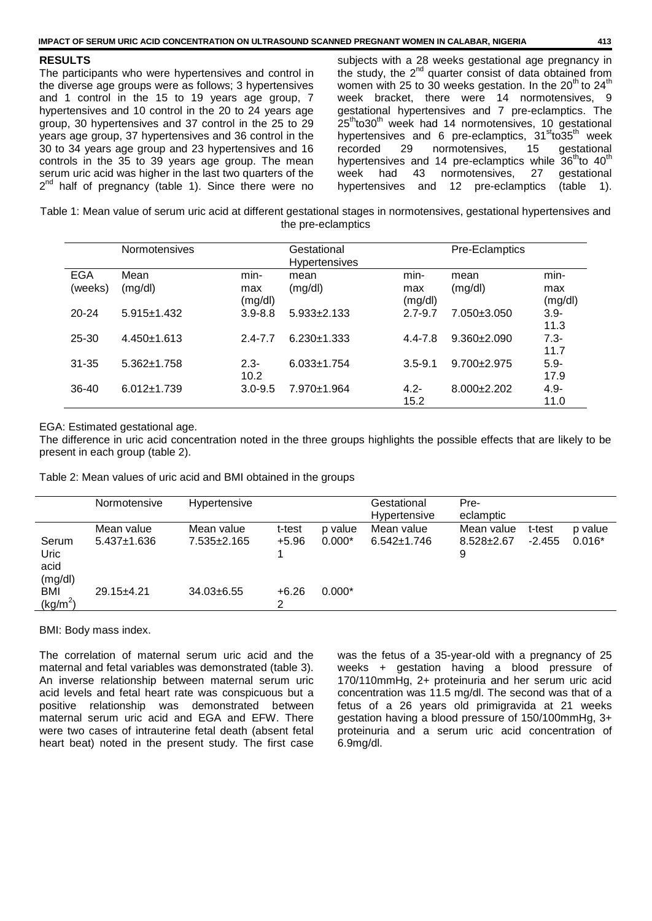## RESULTS

The participants who were hypertensives and control in the diverse age groups were as follows; 3 hypertensives and 1 control in the 15 to 19 years age group, 7 hypertensives and 10 control in the 20 to 24 years age group, 30 hypertensives and 37 control in the 25 to 29 years age group, 37 hypertensives and 36 control in the 30 to 34 years age group and 23 hypertensives and 16 controls in the 35 to 39 years age group. The mean serum uric acid was higher in the last two quarters of the 2nd half of pregnancy (table 1). Since there were no subjects with a 28 weeks gestational age pregnancy in the study, the 2nd quarter consist of data obtained from women with 25 to 30 weeks gestation. In the 20th to 24th week bracket, there were 14 normotensives, 9 gestational hypertensives and 7 pre-eclamptics. The 25th to 30th week had 14 normotensives, 10 gestational hypertensives and 6 pre-eclamptics, 31st to 35th week recorded 29 normotensives, 15 gestational hypertensives and 14 pre-eclamptics while 36th to 40th week had 43 normotensives, 27 gestational hypertensives and 12 pre-eclamptics (table 1).

Table 1: Mean value of serum uric acid at different gestational stages in normotensives, gestational hypertensives and the pre-eclamptics

| | Normotensives | | Gestational Hypertensives | | Pre-Eclamptics | |
|---|---|---|---|---|---|---|
| EGA (weeks) | Mean (mg/dl) | min-max (mg/dl) | mean (mg/dl) | min-max (mg/dl) | mean (mg/dl) | min-max (mg/dl) |
| 20-24 | 5.915±1.432 | 3.9-8.8 | 5.933±2.133 | 2.7-9.7 | 7.050±3.050 | 3.9-11.3 |
| 25-30 | 4.450±1.613 | 2.4-7.7 | 6.230±1.333 | 4.4-7.8 | 9.360±2.090 | 7.3-11.7 |
| 31-35 | 5.362±1.758 | 2.3-10.2 | 6.033±1.754 | 3.5-9.1 | 9.700±2.975 | 5.9-17.9 |
| 36-40 | 6.012±1.739 | 3.0-9.5 | 7.970±1.964 | 4.2-15.2 | 8.000±2.202 | 4.9-11.0 |

EGA: Estimated gestational age.

The difference in uric acid concentration noted in the three groups highlights the possible effects that are likely to be present in each group (table 2).

Table 2: Mean values of uric acid and BMI obtained in the groups

| | Normotensive | Hypertensive | | | Gestational Hypertensive | Pre-eclamptic | | |
|---|---|---|---|---|---|---|---|---|
| | Mean value | Mean value | t-test | p value | Mean value | Mean value | t-test | p value |
| Serum Uric acid (mg/dl) | 5.437±1.636 | 7.535±2.165 | +5.961 | 0.000* | 6.542±1.746 | 8.528±2.679 | -2.455 | 0.016* |
| BMI ($kg/m^2$) | 29.15±4.21 | 34.03±6.55 | +6.262 | 0.000* | | | | |

BMI: Body mass index.

The correlation of maternal serum uric acid and the maternal and fetal variables was demonstrated (table 3). An inverse relationship between maternal serum uric acid levels and fetal heart rate was conspicuous but a positive relationship was demonstrated between maternal serum uric acid and EGA and EFW. There were two cases of intrauterine fetal death (absent fetal heart beat) noted in the present study. The first case was the fetus of a 35-year-old with a pregnancy of 25 weeks + gestation having a blood pressure of 170/110mmHg, 2+ proteinuria and her serum uric acid concentration was 11.5 mg/dl. The second was that of a fetus of a 26 years old primigravida at 21 weeks gestation having a blood pressure of 150/100mmHg, 3+ proteinuria and a serum uric acid concentration of 6.9mg/dl.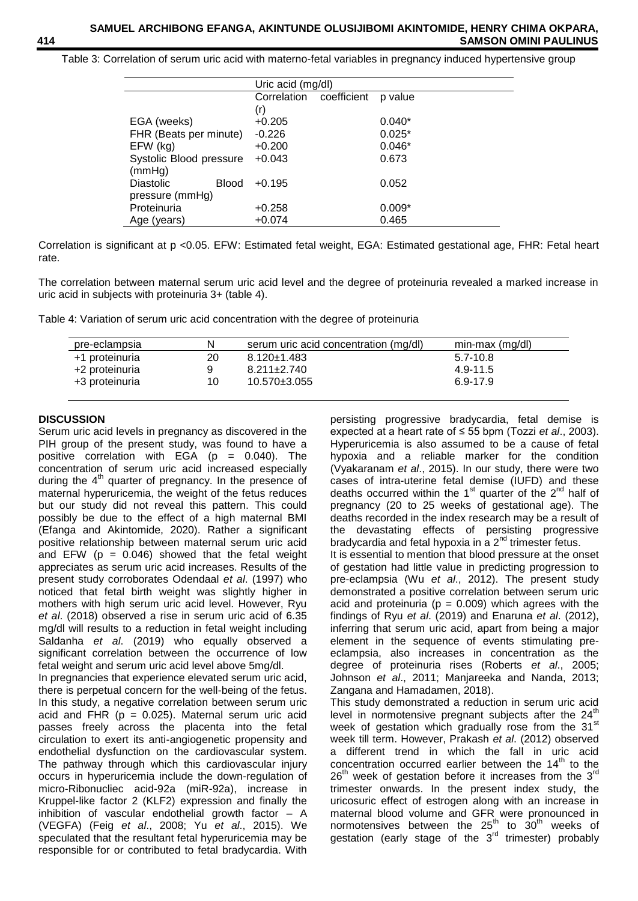Table 3: Correlation of serum uric acid with materno-fetal variables in pregnancy induced hypertensive group

| | Uric acid (mg/dl) | |
|---|---|---|
| | Correlation coefficient (r) | p value |
| EGA (weeks) | +0.205 | 0.040* |
| FHR (Beats per minute) | -0.226 | 0.025* |
| EFW (kg) | +0.200 | 0.046* |
| Systolic Blood pressure (mmHg) | +0.043 | 0.673 |
| Diastolic Blood pressure (mmHg) | +0.195 | 0.052 |
| Proteinuria | +0.258 | 0.009* |
| Age (years) | +0.074 | 0.465 |

Correlation is significant at p <0.05. EFW: Estimated fetal weight, EGA: Estimated gestational age, FHR: Fetal heart rate.

The correlation between maternal serum uric acid level and the degree of proteinuria revealed a marked increase in uric acid in subjects with proteinuria 3+ (table 4).

Table 4: Variation of serum uric acid concentration with the degree of proteinuria

| pre-eclampsia | N | serum uric acid concentration (mg/dl) | min-max (mg/dl) |
|---|---|---|---|
| +1 proteinuria | 20 | 8.120±1.483 | 5.7-10.8 |
| +2 proteinuria | 9 | 8.211±2.740 | 4.9-11.5 |
| +3 proteinuria | 10 | 10.570±3.055 | 6.9-17.9 |

## DISCUSSION

Serum uric acid levels in pregnancy as discovered in the PIH group of the present study, was found to have a positive correlation with EGA (p = 0.040). The concentration of serum uric acid increased especially during the 4th quarter of pregnancy. In the presence of maternal hyperuricemia, the weight of the fetus reduces but our study did not reveal this pattern. This could possibly be due to the effect of a high maternal BMI (Efanga and Akintomide, 2020). Rather a significant positive relationship between maternal serum uric acid and EFW (p = 0.046) showed that the fetal weight appreciates as serum uric acid increases. Results of the present study corroborates Odendaal *et al*. (1997) who noticed that fetal birth weight was slightly higher in mothers with high serum uric acid level. However, Ryu *et al*. (2018) observed a rise in serum uric acid of 6.35 mg/dl will results to a reduction in fetal weight including Saldanha *et al*. (2019) who equally observed a significant correlation between the occurrence of low fetal weight and serum uric acid level above 5mg/dl.

In pregnancies that experience elevated serum uric acid, there is perpetual concern for the well-being of the fetus. In this study, a negative correlation between serum uric acid and FHR (p = 0.025). Maternal serum uric acid passes freely across the placenta into the fetal circulation to exert its anti-angiogenetic propensity and endothelial dysfunction on the cardiovascular system. The pathway through which this cardiovascular injury occurs in hyperuricemia include the down-regulation of micro-Ribonucliec acid-92a (miR-92a), increase in Kruppel-like factor 2 (KLF2) expression and finally the inhibition of vascular endothelial growth factor – A (VEGFA) (Feig *et al*., 2008; Yu *et al*., 2015). We speculated that the resultant fetal hyperuricemia may be responsible for or contributed to fetal bradycardia. With persisting progressive bradycardia, fetal demise is expected at a heart rate of ≤ 55 bpm (Tozzi *et al*., 2003). Hyperuricemia is also assumed to be a cause of fetal hypoxia and a reliable marker for the condition (Vyakaranam *et al*., 2015). In our study, there were two cases of intra-uterine fetal demise (IUFD) and these deaths occurred within the 1st quarter of the 2nd half of pregnancy (20 to 25 weeks of gestational age). The deaths recorded in the index research may be a result of the devastating effects of persisting progressive bradycardia and fetal hypoxia in a 2nd trimester fetus.

It is essential to mention that blood pressure at the onset of gestation had little value in predicting progression to pre-eclampsia (Wu *et al*., 2012). The present study demonstrated a positive correlation between serum uric acid and proteinuria (p = 0.009) which agrees with the findings of Ryu *et al*. (2019) and Enaruna *et al*. (2012), inferring that serum uric acid, apart from being a major element in the sequence of events stimulating pre-eclampsia, also increases in concentration as the degree of proteinuria rises (Roberts *et al*., 2005; Johnson *et al*., 2011; Manjareeka and Nanda, 2013; Zangana and Hamadamen, 2018).

This study demonstrated a reduction in serum uric acid level in normotensive pregnant subjects after the 24th week of gestation which gradually rose from the 31st week till term. However, Prakash *et al*. (2012) observed a different trend in which the fall in uric acid concentration occurred earlier between the 14th to the 26th week of gestation before it increases from the 3rd trimester onwards. In the present index study, the uricosuric effect of estrogen along with an increase in maternal blood volume and GFR were pronounced in normotensives between the 25th to 30th weeks of gestation (early stage of the 3rd trimester) probably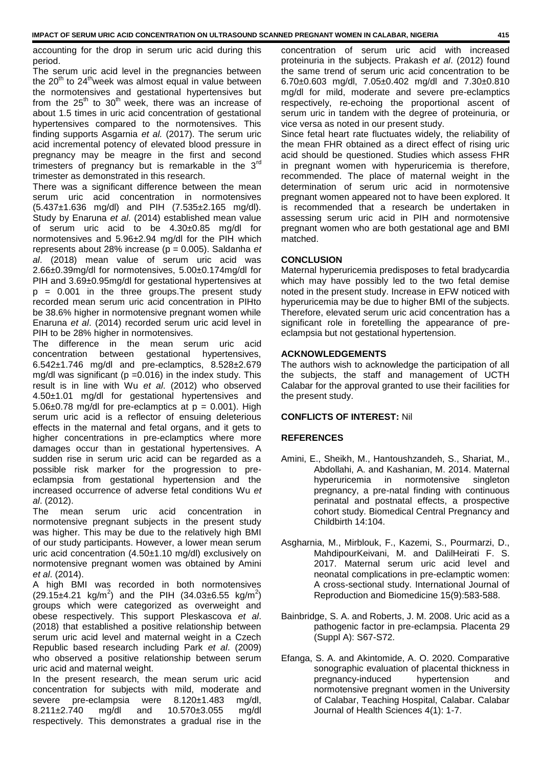accounting for the drop in serum uric acid during this period.

The serum uric acid level in the pregnancies between the 20th to 24th week was almost equal in value between the normotensives and gestational hypertensives but from the 25th to 30th week, there was an increase of about 1.5 times in uric acid concentration of gestational hypertensives compared to the normotensives. This finding supports Asgarnia *et al.* (2017). The serum uric acid incremental potency of elevated blood pressure in pregnancy may be meagre in the first and second trimesters of pregnancy but is remarkable in the 3rd trimester as demonstrated in this research.

There was a significant difference between the mean serum uric acid concentration in normotensives (5.437±1.636 mg/dl) and PIH (7.535±2.165 mg/dl). Study by Enaruna *et al*. (2014) established mean value of serum uric acid to be 4.30±0.85 mg/dl for normotensives and 5.96±2.94 mg/dl for the PIH which represents about 28% increase ($p = 0.005$). Saldanha *et al*. (2018) mean value of serum uric acid was 2.66±0.39mg/dl for normotensives, 5.00±0.174mg/dl for PIH and 3.69±0.95mg/dl for gestational hypertensives at $p = 0.001$ in the three groups.The present study recorded mean serum uric acid concentration in PIHto be 38.6% higher in normotensive pregnant women while Enaruna *et al*. (2014) recorded serum uric acid level in PIH to be 28% higher in normotensives.

The difference in the mean serum uric acid concentration between gestational hypertensives, 6.542±1.746 mg/dl and pre-eclamptics, 8.528±2.679 mg/dl was significant ($p = 0.016$) in the index study. This result is in line with Wu *et al*. (2012) who observed 4.50±1.01 mg/dl for gestational hypertensives and 5.06±0.78 mg/dl for pre-eclamptics at $p = 0.001$). High serum uric acid is a reflector of ensuing deleterious effects in the maternal and fetal organs, and it gets to higher concentrations in pre-eclamptics where more damages occur than in gestational hypertensives. A sudden rise in serum uric acid can be regarded as a possible risk marker for the progression to pre-eclampsia from gestational hypertension and the increased occurrence of adverse fetal conditions Wu *et al*. (2012).

The mean serum uric acid concentration in normotensive pregnant subjects in the present study was higher. This may be due to the relatively high BMI of our study participants. However, a lower mean serum uric acid concentration (4.50±1.10 mg/dl) exclusively on normotensive pregnant women was obtained by Amini *et al*. (2014).

A high BMI was recorded in both normotensives (29.15±4.21 kg/m$^2$) and the PIH (34.03±6.55 kg/m$^2$) groups which were categorized as overweight and obese respectively. This support Pleskascova *et al*. (2018) that established a positive relationship between serum uric acid level and maternal weight in a Czech Republic based research including Park *et al*. (2009) who observed a positive relationship between serum uric acid and maternal weight.

In the present research, the mean serum uric acid concentration for subjects with mild, moderate and severe pre-eclampsia were 8.120±1.483 mg/dl, 8.211±2.740 mg/dl and 10.570±3.055 mg/dl respectively. This demonstrates a gradual rise in the concentration of serum uric acid with increased proteinuria in the subjects. Prakash *et al*. (2012) found the same trend of serum uric acid concentration to be 6.70±0.603 mg/dl, 7.05±0.402 mg/dl and 7.30±0.810 mg/dl for mild, moderate and severe pre-eclamptics respectively, re-echoing the proportional ascent of serum uric in tandem with the degree of proteinuria, or vice versa as noted in our present study.

Since fetal heart rate fluctuates widely, the reliability of the mean FHR obtained as a direct effect of rising uric acid should be questioned. Studies which assess FHR in pregnant women with hyperuricemia is therefore, recommended. The place of maternal weight in the determination of serum uric acid in normotensive pregnant women appeared not to have been explored. It is recommended that a research be undertaken in assessing serum uric acid in PIH and normotensive pregnant women who are both gestational age and BMI matched.

## CONCLUSION

Maternal hyperuricemia predisposes to fetal bradycardia which may have possibly led to the two fetal demise noted in the present study. Increase in EFW noticed with hyperuricemia may be due to higher BMI of the subjects. Therefore, elevated serum uric acid concentration has a significant role in foretelling the appearance of pre-eclampsia but not gestational hypertension.

## ACKNOWLEDGEMENTS

The authors wish to acknowledge the participation of all the subjects, the staff and management of UCTH Calabar for the approval granted to use their facilities for the present study.

## CONFLICTS OF INTEREST: Nil

## REFERENCES

Amini, E., Sheikh, M., Hantoushzandeh, S., Shariat, M., Abdollahi, A. and Kashanian, M. 2014. Maternal hyperuricemia in normotensive singleton pregnancy, a pre-natal finding with continuous perinatal and postnatal effects, a prospective cohort study. Biomedical Central Pregnancy and Childbirth 14:104.

Asgharnia, M., Mirblouk, F., Kazemi, S., Pourmarzi, D., MahdipourKeivani, M. and DalilHeirati F. S. 2017. Maternal serum uric acid level and neonatal complications in pre-eclamptic women: A cross-sectional study. International Journal of Reproduction and Biomedicine 15(9):583-588.

Bainbridge, S. A. and Roberts, J. M. 2008. Uric acid as a pathogenic factor in pre-eclampsia. Placenta 29 (Suppl A): S67-S72.

Efanga, S. A. and Akintomide, A. O. 2020. Comparative sonographic evaluation of placental thickness in pregnancy-induced hypertension and normotensive pregnant women in the University of Calabar, Teaching Hospital, Calabar. Calabar Journal of Health Sciences 4(1): 1-7.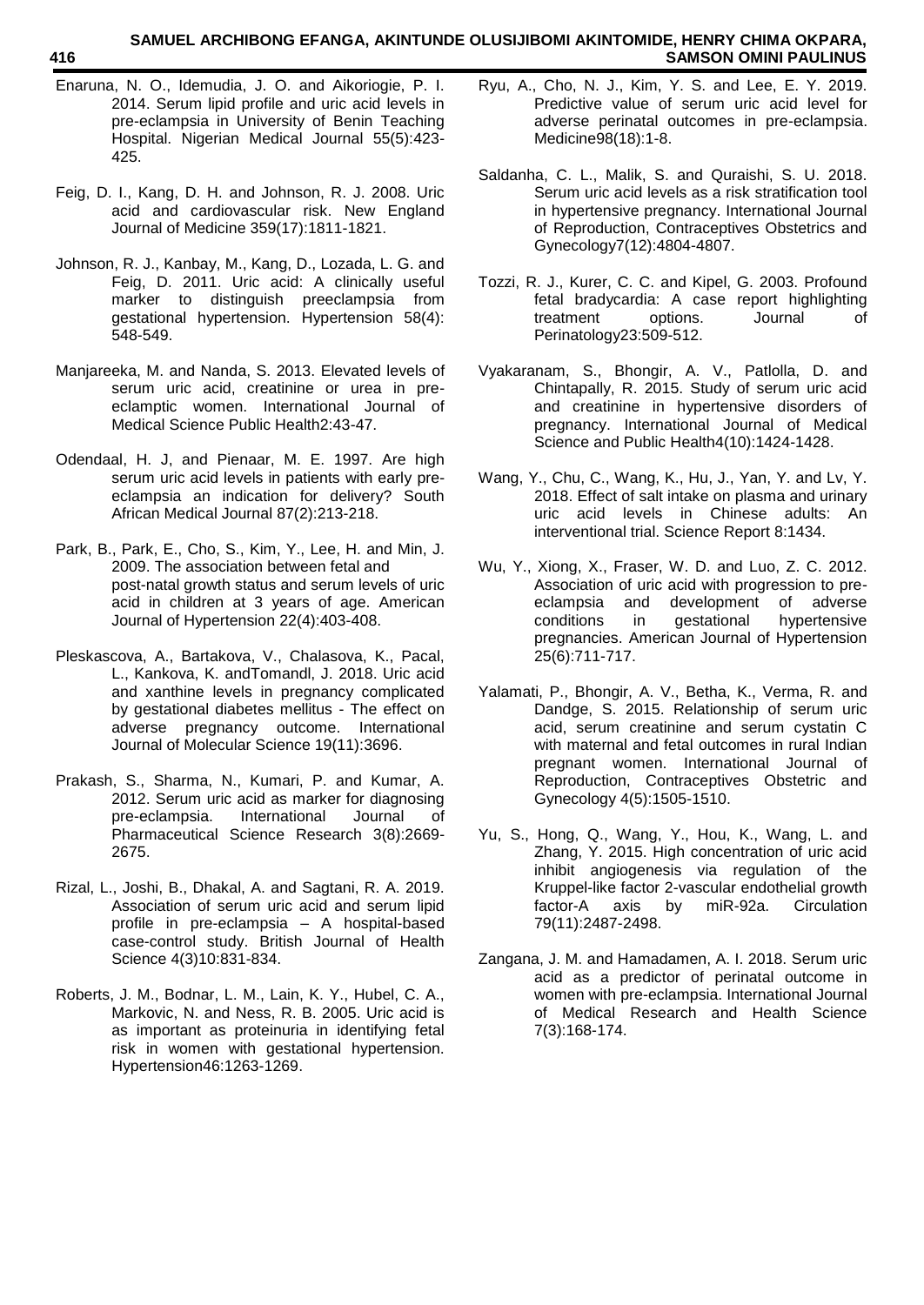Enaruna, N. O., Idemudia, J. O. and Aikoriogie, P. I. 2014. Serum lipid profile and uric acid levels in pre-eclampsia in University of Benin Teaching Hospital. Nigerian Medical Journal 55(5):423-425.

Feig, D. I., Kang, D. H. and Johnson, R. J. 2008. Uric acid and cardiovascular risk. New England Journal of Medicine 359(17):1811-1821.

Johnson, R. J., Kanbay, M., Kang, D., Lozada, L. G. and Feig, D. 2011. Uric acid: A clinically useful marker to distinguish preeclampsia from gestational hypertension. Hypertension 58(4): 548-549.

Manjareeka, M. and Nanda, S. 2013. Elevated levels of serum uric acid, creatinine or urea in pre-eclamptic women. International Journal of Medical Science Public Health2:43-47.

Odendaal, H. J, and Pienaar, M. E. 1997. Are high serum uric acid levels in patients with early pre-eclampsia an indication for delivery? South African Medical Journal 87(2):213-218.

Park, B., Park, E., Cho, S., Kim, Y., Lee, H. and Min, J. 2009. The association between fetal and post-natal growth status and serum levels of uric acid in children at 3 years of age. American Journal of Hypertension 22(4):403-408.

Pleskascova, A., Bartakova, V., Chalasova, K., Pacal, L., Kankova, K. andTomandl, J. 2018. Uric acid and xanthine levels in pregnancy complicated by gestational diabetes mellitus - The effect on adverse pregnancy outcome. International Journal of Molecular Science 19(11):3696.

Prakash, S., Sharma, N., Kumari, P. and Kumar, A. 2012. Serum uric acid as marker for diagnosing pre-eclampsia. International Journal of Pharmaceutical Science Research 3(8):2669-2675.

Rizal, L., Joshi, B., Dhakal, A. and Sagtani, R. A. 2019. Association of serum uric acid and serum lipid profile in pre-eclampsia – A hospital-based case-control study. British Journal of Health Science 4(3)10:831-834.

Roberts, J. M., Bodnar, L. M., Lain, K. Y., Hubel, C. A., Markovic, N. and Ness, R. B. 2005. Uric acid is as important as proteinuria in identifying fetal risk in women with gestational hypertension. Hypertension46:1263-1269.

Ryu, A., Cho, N. J., Kim, Y. S. and Lee, E. Y. 2019. Predictive value of serum uric acid level for adverse perinatal outcomes in pre-eclampsia. Medicine98(18):1-8.

Saldanha, C. L., Malik, S. and Quraishi, S. U. 2018. Serum uric acid levels as a risk stratification tool in hypertensive pregnancy. International Journal of Reproduction, Contraceptives Obstetrics and Gynecology7(12):4804-4807.

Tozzi, R. J., Kurer, C. C. and Kipel, G. 2003. Profound fetal bradycardia: A case report highlighting treatment options. Journal of Perinatology23:509-512.

Vyakaranam, S., Bhongir, A. V., Patlolla, D. and Chintapally, R. 2015. Study of serum uric acid and creatinine in hypertensive disorders of pregnancy. International Journal of Medical Science and Public Health4(10):1424-1428.

Wang, Y., Chu, C., Wang, K., Hu, J., Yan, Y. and Lv, Y. 2018. Effect of salt intake on plasma and urinary uric acid levels in Chinese adults: An interventional trial. Science Report 8:1434.

Wu, Y., Xiong, X., Fraser, W. D. and Luo, Z. C. 2012. Association of uric acid with progression to pre-eclampsia and development of adverse conditions in gestational hypertensive pregnancies. American Journal of Hypertension 25(6):711-717.

Yalamati, P., Bhongir, A. V., Betha, K., Verma, R. and Dandge, S. 2015. Relationship of serum uric acid, serum creatinine and serum cystatin C with maternal and fetal outcomes in rural Indian pregnant women. International Journal of Reproduction, Contraceptives Obstetric and Gynecology 4(5):1505-1510.

Yu, S., Hong, Q., Wang, Y., Hou, K., Wang, L. and Zhang, Y. 2015. High concentration of uric acid inhibit angiogenesis via regulation of the Kruppel-like factor 2-vascular endothelial growth factor-A axis by miR-92a. Circulation 79(11):2487-2498.

Zangana, J. M. and Hamadamen, A. I. 2018. Serum uric acid as a predictor of perinatal outcome in women with pre-eclampsia. International Journal of Medical Research and Health Science 7(3):168-174.